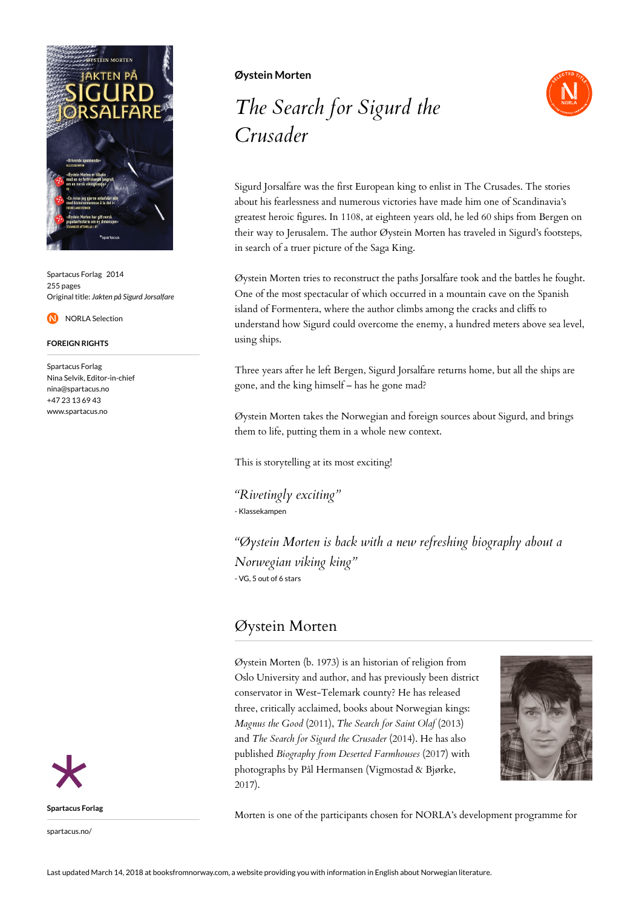Spartacus Forlag 2014
255 pages
Original title: *Jakten på Sigurd Jorsalfare*

NORLA Selection

**FOREIGN RIGHTS**

Spartacus Forlag
Nina Selvik, Editor-in-chief
nina@spartacus.no
+47 23 13 69 43
www.spartacus.no

**Øystein Morten**

# *The Search for Sigurd the Crusader*

Sigurd Jorsalfare was the first European king to enlist in The Crusades. The stories about his fearlessness and numerous victories have made him one of Scandinavia's greatest heroic figures. In 1108, at eighteen years old, he led 60 ships from Bergen on their way to Jerusalem. The author Øystein Morten has traveled in Sigurd's footsteps, in search of a truer picture of the Saga King.

Øystein Morten tries to reconstruct the paths Jorsalfare took and the battles he fought. One of the most spectacular of which occurred in a mountain cave on the Spanish island of Formentera, where the author climbs among the cracks and cliffs to understand how Sigurd could overcome the enemy, a hundred meters above sea level, using ships.

Three years after he left Bergen, Sigurd Jorsalfare returns home, but all the ships are gone, and the king himself – has he gone mad?

Øystein Morten takes the Norwegian and foreign sources about Sigurd, and brings them to life, putting them in a whole new context.

This is storytelling at its most exciting!

*"Rivetingly exciting"*
- Klassekampen

*"Øystein Morten is back with a new refreshing biography about a Norwegian viking king"*
- VG, 5 out of 6 stars

## Øystein Morten

Øystein Morten (b. 1973) is an historian of religion from Oslo University and author, and has previously been district conservator in West-Telemark county? He has released three, critically acclaimed, books about Norwegian kings: *Magnus the Good* (2011), *The Search for Saint Olaf* (2013) and *The Search for Sigurd the Crusader* (2014). He has also published *Biography from Deserted Farmhouses* (2017) with photographs by Pål Hermansen (Vigmostad & Bjørke, 2017).

Morten is one of the participants chosen for NORLA's development programme for

**Spartacus Forlag**

spartacus.no/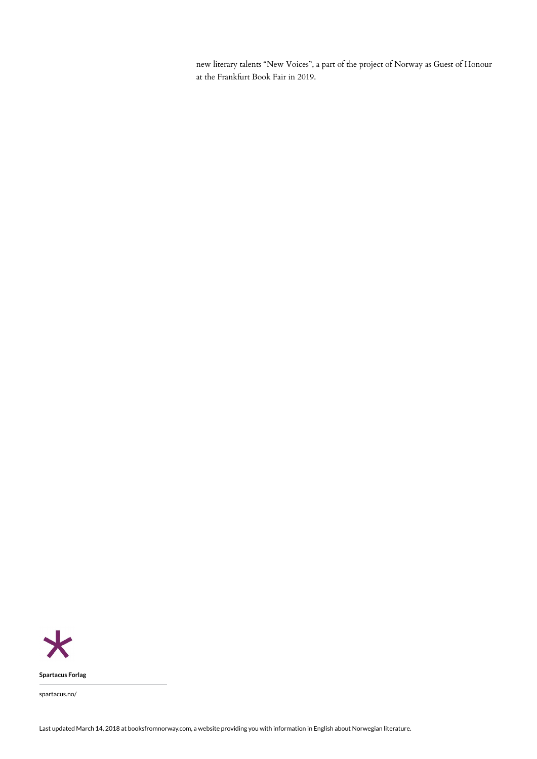new literary talents "New Voices", a part of the project of Norway as Guest of Honour at the Frankfurt Book Fair in 2019.

*

**Spartacus Forlag**

spartacus.no/

Last updated March 14, 2018 at booksfromnorway.com, a website providing you with information in English about Norwegian literature.